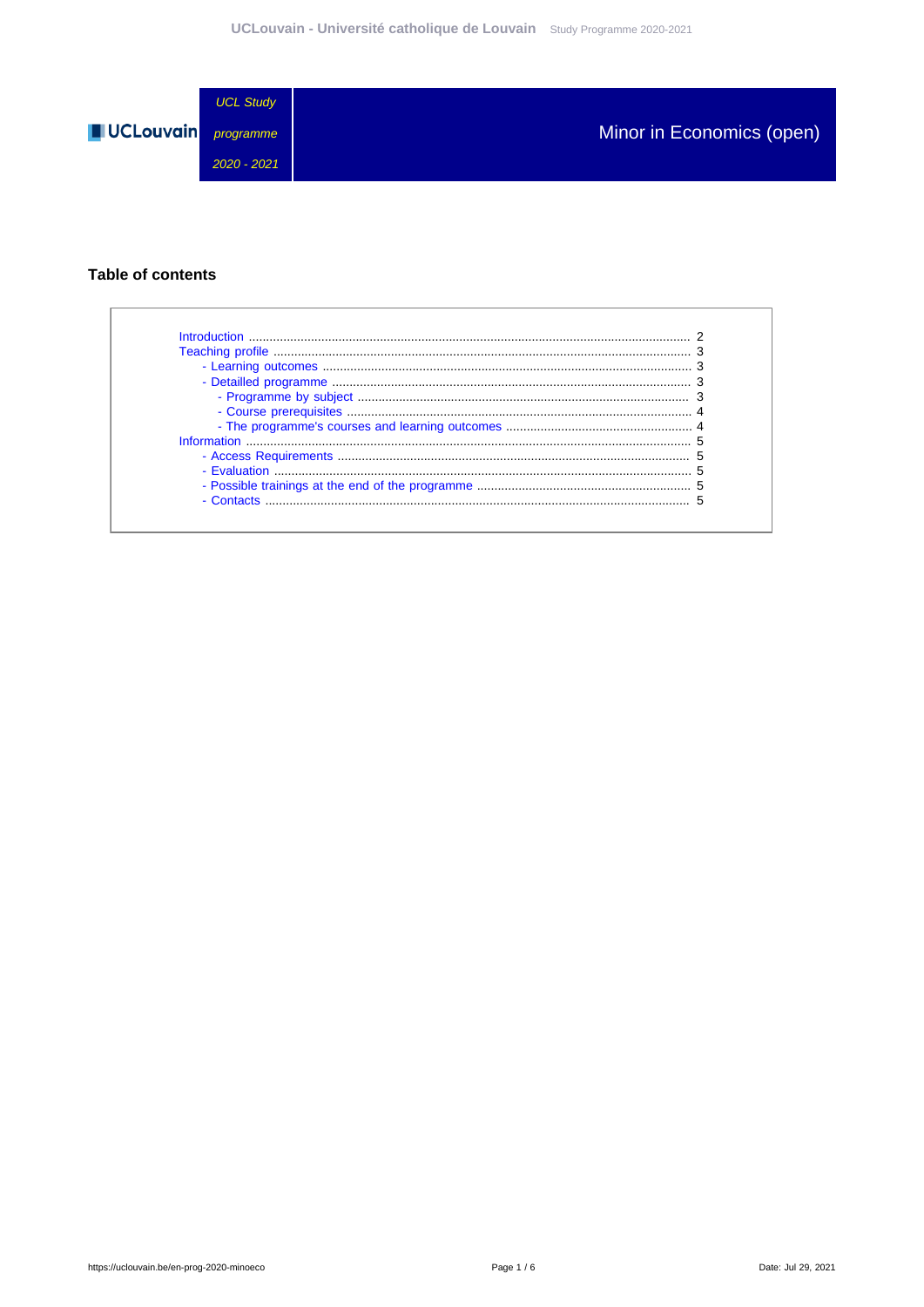UCL Study programme 2020 - 2021

# Minor in Economics (open)

## Table of contents

- Introduction ........ 2
- Teaching profile ........ 3
  - Learning outcomes ........ 3
  - Detailled programme ........ 3
    - Programme by subject ........ 3
    - Course prerequisites ........ 4
    - The programme's courses and learning outcomes ........ 4
- Information ........ 5
  - Access Requirements ........ 5
  - Evaluation ........ 5
  - Possible trainings at the end of the programme ........ 5
  - Contacts ........ 5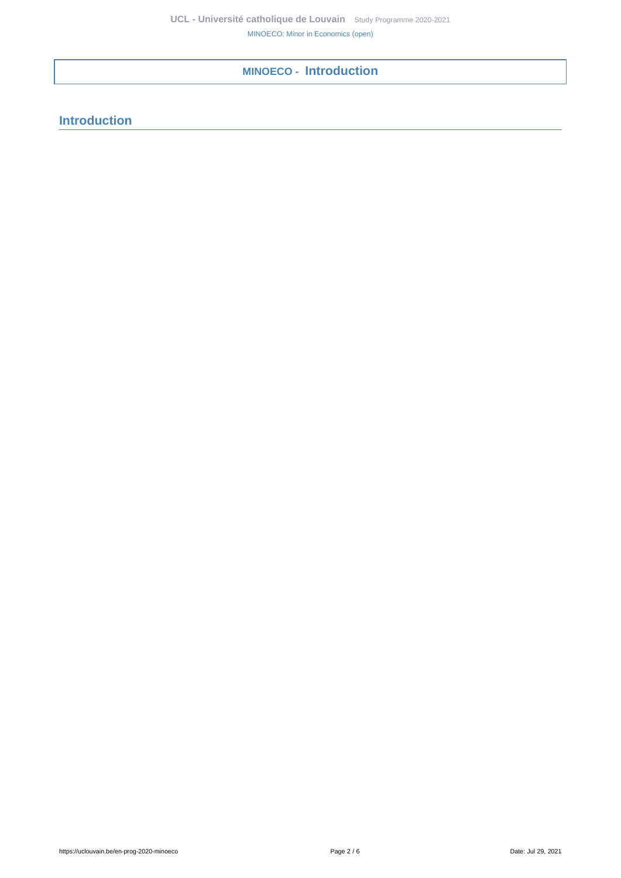# MINOECO - Introduction

## Introduction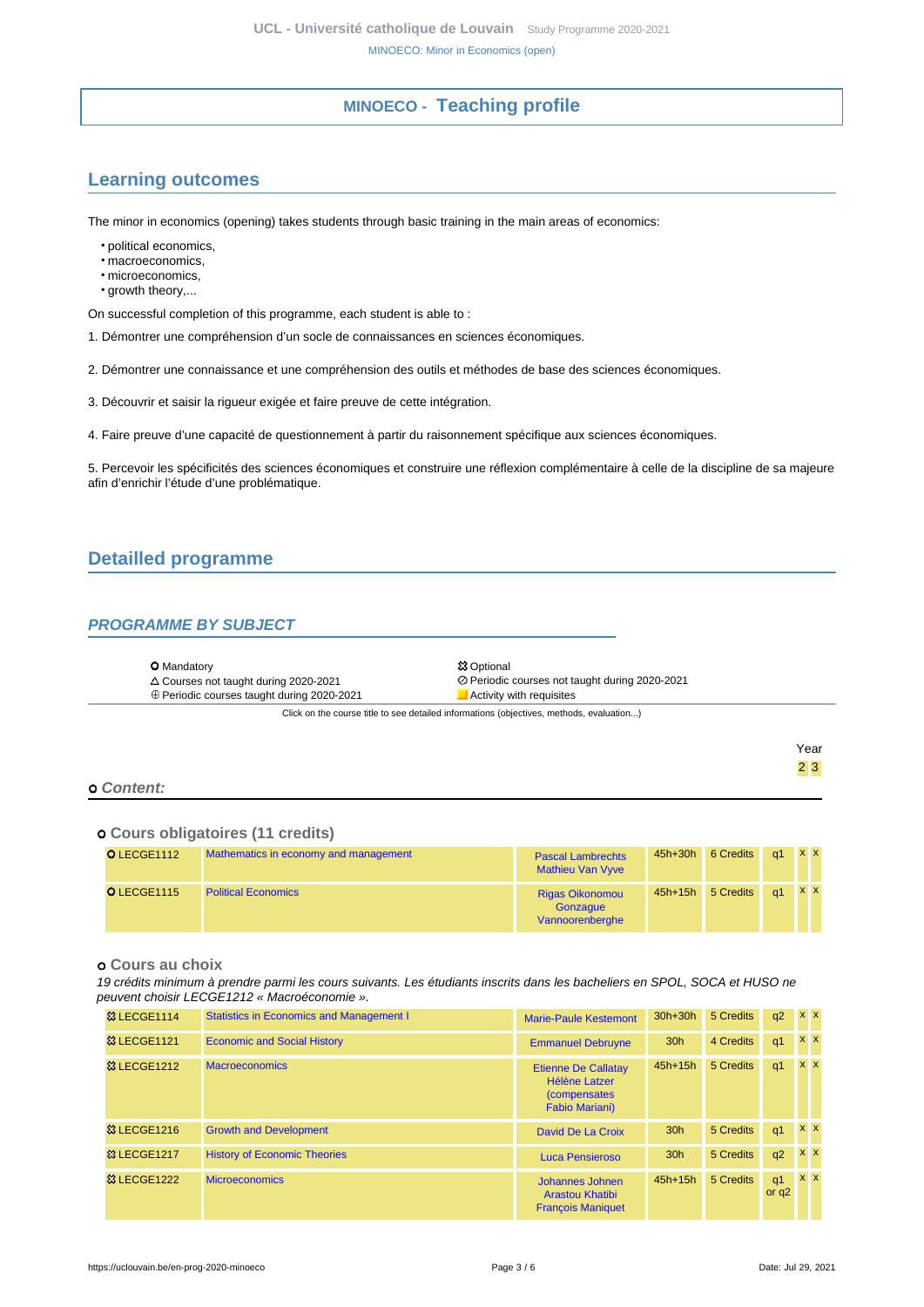# MINOECO - Teaching profile

## Learning outcomes

The minor in economics (opening) takes students through basic training in the main areas of economics:

- political economics,
- macroeconomics,
- microeconomics,
- growth theory,...

On successful completion of this programme, each student is able to :

1. Démontrer une compréhension d'un socle de connaissances en sciences économiques.

2. Démontrer une connaissance et une compréhension des outils et méthodes de base des sciences économiques.

3. Découvrir et saisir la rigueur exigée et faire preuve de cette intégration.

4. Faire preuve d'une capacité de questionnement à partir du raisonnement spécifique aux sciences économiques.

5. Percevoir les spécificités des sciences économiques et construire une réflexion complémentaire à celle de la discipline de sa majeure afin d'enrichir l'étude d'une problématique.

## Detailled programme

### PROGRAMME BY SUBJECT

- ⭘ Mandatory
- ⯐ Optional
- △ Courses not taught during 2020-2021
- ⊘ Periodic courses not taught during 2020-2021
- ⊕ Periodic courses taught during 2020-2021
- ■ Activity with requisites

Click on the course title to see detailed informations (objectives, methods, evaluation...)

#### ⭘ Content:

##### ⭘ Cours obligatoires (11 credits)

| Code | Course | Teachers | Hours | Credits | Quadrimester | Year 2 | Year 3 |
|---|---|---|---|---|---|---|---|
| ⭘ LECGE1112 | Mathematics in economy and management | Pascal Lambrechts, Mathieu Van Vyve | 45h+30h | 6 Credits | q1 | x | x |
| ⭘ LECGE1115 | Political Economics | Rigas Oikonomou, Gonzague Vannoorenberghe | 45h+15h | 5 Credits | q1 | x | x |

##### ⭘ Cours au choix

*19 crédits minimum à prendre parmi les cours suivants. Les étudiants inscrits dans les bacheliers en SPOL, SOCA et HUSO ne peuvent choisir LECGE1212 « Macroéconomie ».*

| Code | Course | Teachers | Hours | Credits | Quadrimester | Year 2 | Year 3 |
|---|---|---|---|---|---|---|---|
| ⯐ LECGE1114 | Statistics in Economics and Management I | Marie-Paule Kestemont | 30h+30h | 5 Credits | q2 | x | x |
| ⯐ LECGE1121 | Economic and Social History | Emmanuel Debruyne | 30h | 4 Credits | q1 | x | x |
| ⯐ LECGE1212 | Macroeconomics | Etienne De Callatay, Hélène Latzer (compensates Fabio Mariani) | 45h+15h | 5 Credits | q1 | x | x |
| ⯐ LECGE1216 | Growth and Development | David De La Croix | 30h | 5 Credits | q1 | x | x |
| ⯐ LECGE1217 | History of Economic Theories | Luca Pensieroso | 30h | 5 Credits | q2 | x | x |
| ⯐ LECGE1222 | Microeconomics | Johannes Johnen, Arastou Khatibi, François Maniquet | 45h+15h | 5 Credits | q1 or q2 | x | x |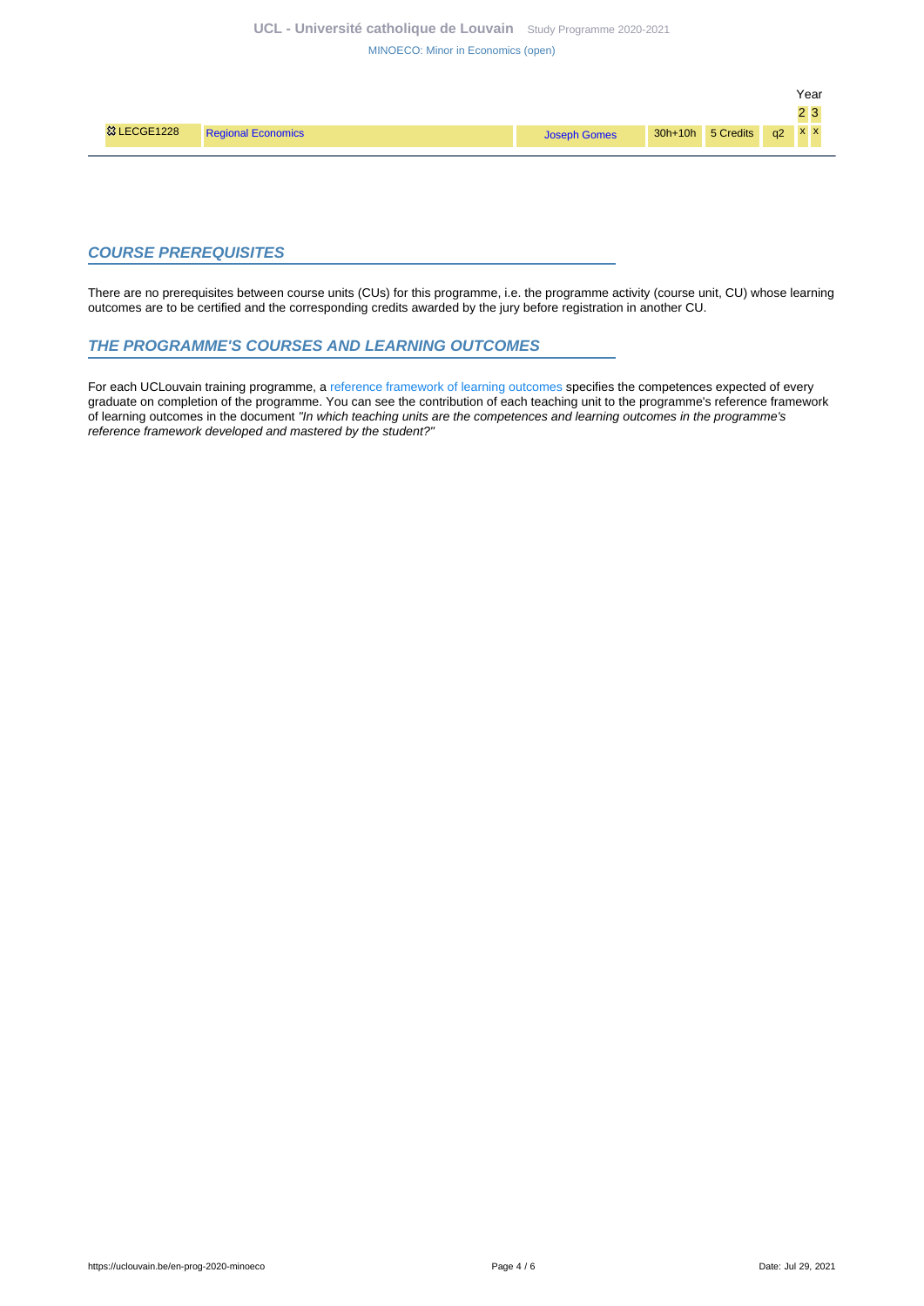|  |  |  |  |  |  | Year |  |
|---|---|---|---|---|---|---|---|
|  |  |  |  |  |  | 2 | 3 |
| ✠ LECGE1228 | Regional Economics | Joseph Gomes | 30h+10h | 5 Credits | q2 | x | x |

## COURSE PREREQUISITES

There are no prerequisites between course units (CUs) for this programme, i.e. the programme activity (course unit, CU) whose learning outcomes are to be certified and the corresponding credits awarded by the jury before registration in another CU.

## THE PROGRAMME'S COURSES AND LEARNING OUTCOMES

For each UCLouvain training programme, a reference framework of learning outcomes specifies the competences expected of every graduate on completion of the programme. You can see the contribution of each teaching unit to the programme's reference framework of learning outcomes in the document *"In which teaching units are the competences and learning outcomes in the programme's reference framework developed and mastered by the student?"*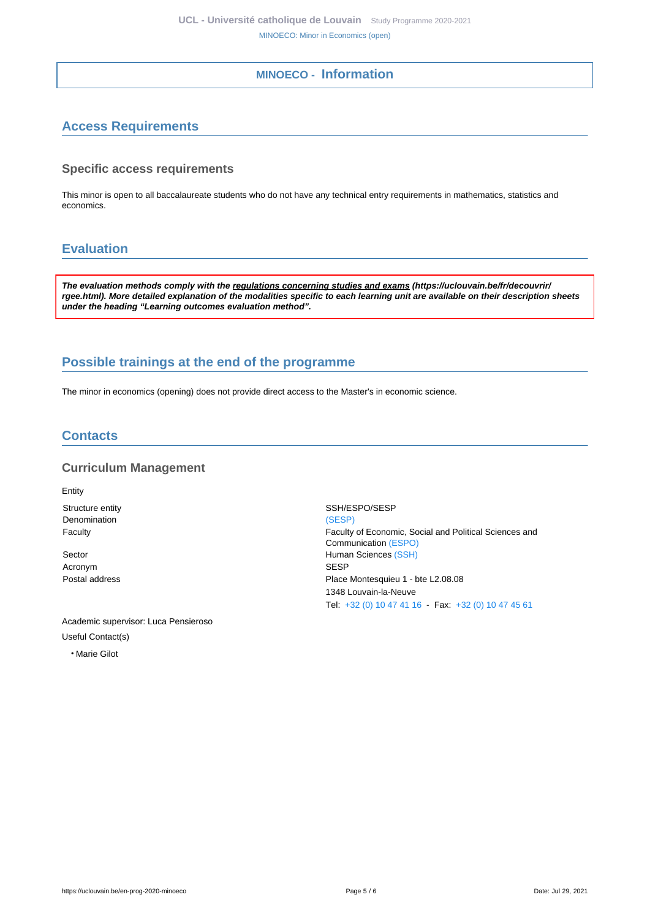## MINOECO - Information

## Access Requirements

### Specific access requirements

This minor is open to all baccalaureate students who do not have any technical entry requirements in mathematics, statistics and economics.

## Evaluation

***The evaluation methods comply with the regulations concerning studies and exams (https://uclouvain.be/fr/decouvrir/rgee.html). More detailed explanation of the modalities specific to each learning unit are available on their description sheets under the heading "Learning outcomes evaluation method".***

## Possible trainings at the end of the programme

The minor in economics (opening) does not provide direct access to the Master's in economic science.

## Contacts

### Curriculum Management

Entity

| | |
|---|---|
| Structure entity | SSH/ESPO/SESP |
| Denomination | (SESP) |
| Faculty | Faculty of Economic, Social and Political Sciences and Communication (ESPO) |
| Sector | Human Sciences (SSH) |
| Acronym | SESP |
| Postal address | Place Montesquieu 1 - bte L2.08.08<br>1348 Louvain-la-Neuve<br>Tel: +32 (0) 10 47 41 16 - Fax: +32 (0) 10 47 45 61 |

Academic supervisor: Luca Pensieroso

Useful Contact(s)

- Marie Gilot